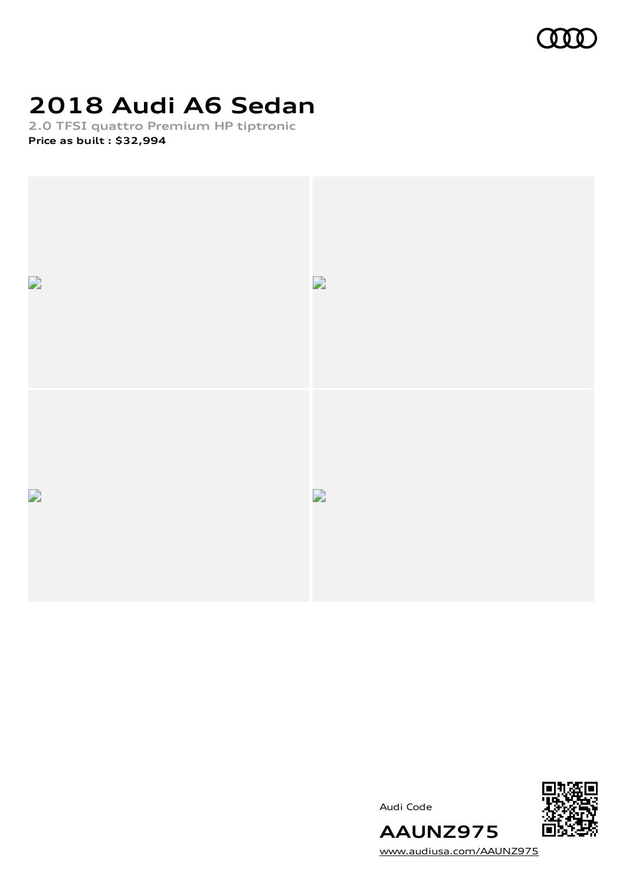# 2018 Audi A6 Sedan

2.0 TFSI quattro Premium HP tiptronic

**Price as built : $32,994**

Audi Code

**AAUNZ975**

www.audiusa.com/AAUNZ975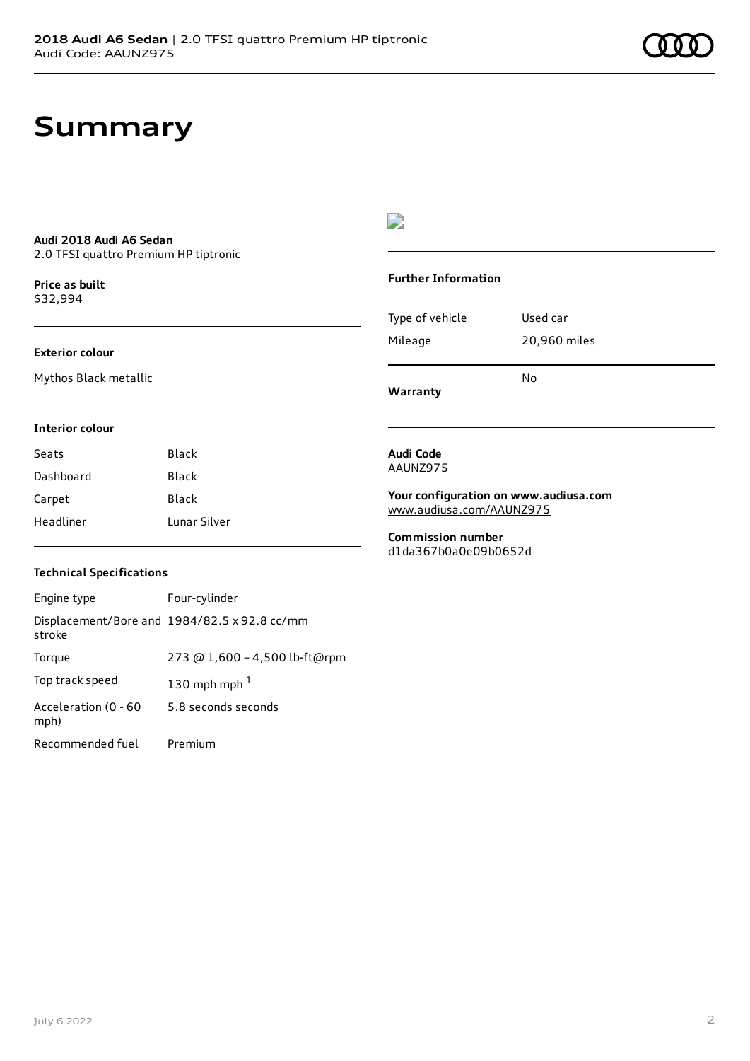# Summary

**Audi 2018 Audi A6 Sedan**
2.0 TFSI quattro Premium HP tiptronic

**Price as built**
$32,994

### Exterior colour

Mythos Black metallic

### Interior colour

| Seats | Black |
| --- | --- |
| Dashboard | Black |
| Carpet | Black |
| Headliner | Lunar Silver |

### Technical Specifications

| Engine type | Four-cylinder |
| --- | --- |
| Displacement/Bore and stroke | 1984/82.5 x 92.8 cc/mm |
| Torque | 273 @ 1,600 - 4,500 lb-ft@rpm |
| Top track speed | 130 mph mph [1] |
| Acceleration (0 - 60 mph) | 5.8 seconds seconds |
| Recommended fuel | Premium |

### Further Information

| Type of vehicle | Used car |
| --- | --- |
| Mileage | 20,960 miles |
| **Warranty** | No |

**Audi Code**
AAUNZ975

**Your configuration on www.audiusa.com**
www.audiusa.com/AAUNZ975

**Commission number**
d1da367b0a0e09b0652d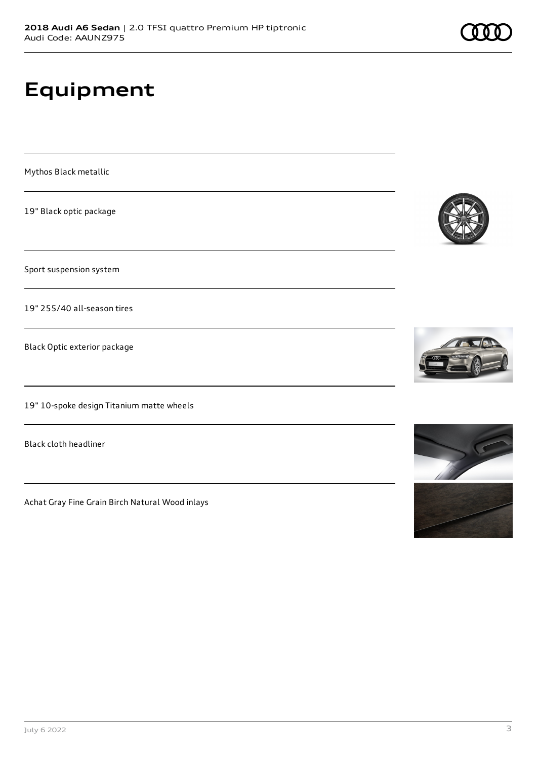# Equipment

Mythos Black metallic

19" Black optic package

Sport suspension system

19" 255/40 all-season tires

Black Optic exterior package

19" 10-spoke design Titanium matte wheels

Black cloth headliner

Achat Gray Fine Grain Birch Natural Wood inlays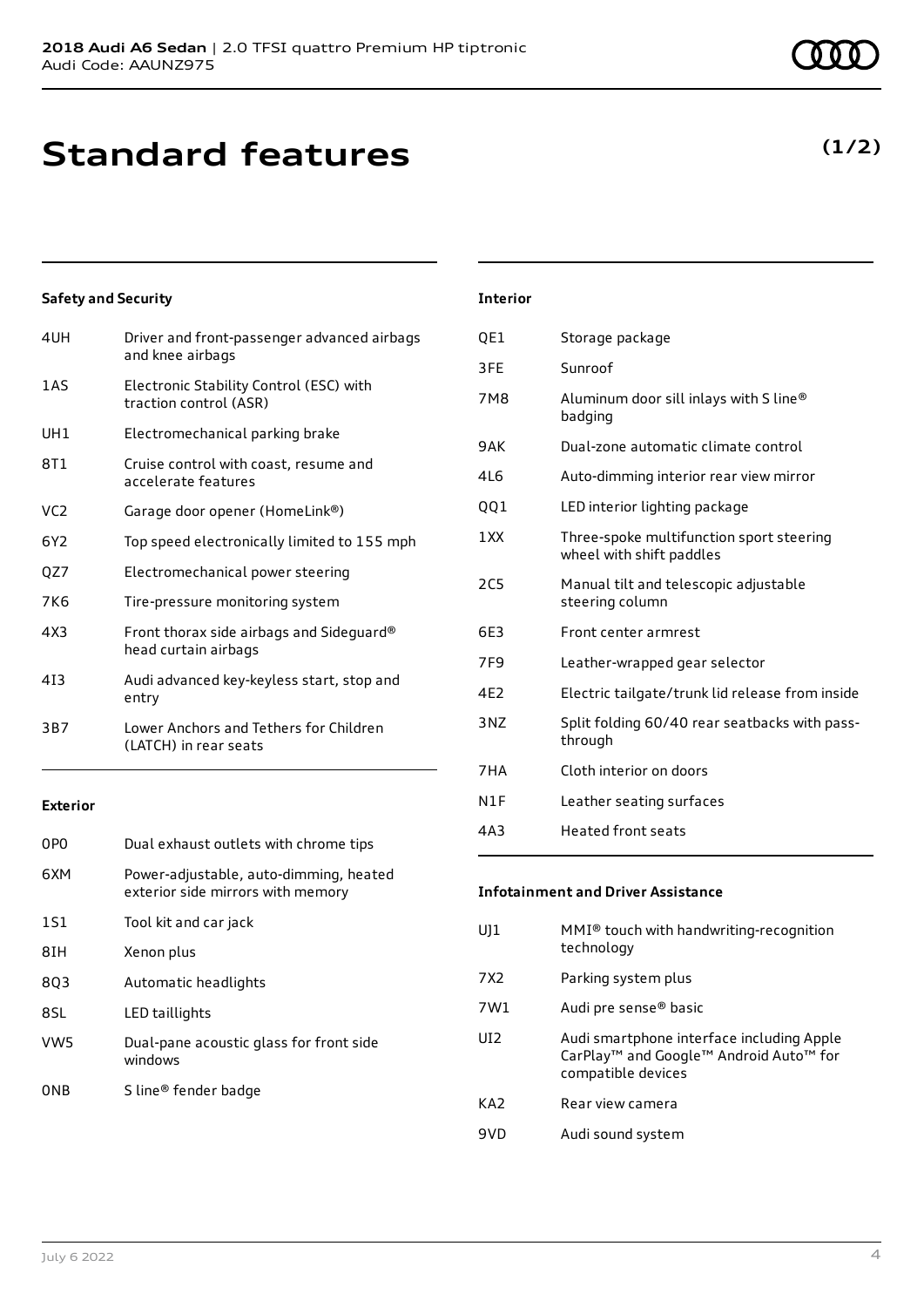# Standard features

**(1/2)**

### Safety and Security

| | |
|---|---|
| 4UH | Driver and front-passenger advanced airbags and knee airbags |
| 1AS | Electronic Stability Control (ESC) with traction control (ASR) |
| UH1 | Electromechanical parking brake |
| 8T1 | Cruise control with coast, resume and accelerate features |
| VC2 | Garage door opener (HomeLink®) |
| 6Y2 | Top speed electronically limited to 155 mph |
| QZ7 | Electromechanical power steering |
| 7K6 | Tire-pressure monitoring system |
| 4X3 | Front thorax side airbags and Sideguard® head curtain airbags |
| 4I3 | Audi advanced key-keyless start, stop and entry |
| 3B7 | Lower Anchors and Tethers for Children (LATCH) in rear seats |

### Exterior

| | |
|---|---|
| 0P0 | Dual exhaust outlets with chrome tips |
| 6XM | Power-adjustable, auto-dimming, heated exterior side mirrors with memory |
| 1S1 | Tool kit and car jack |
| 8IH | Xenon plus |
| 8Q3 | Automatic headlights |
| 8SL | LED taillights |
| VW5 | Dual-pane acoustic glass for front side windows |
| 0NB | S line® fender badge |

### Interior

| | |
|---|---|
| QE1 | Storage package |
| 3FE | Sunroof |
| 7M8 | Aluminum door sill inlays with S line® badging |
| 9AK | Dual-zone automatic climate control |
| 4L6 | Auto-dimming interior rear view mirror |
| QQ1 | LED interior lighting package |
| 1XX | Three-spoke multifunction sport steering wheel with shift paddles |
| 2C5 | Manual tilt and telescopic adjustable steering column |
| 6E3 | Front center armrest |
| 7F9 | Leather-wrapped gear selector |
| 4E2 | Electric tailgate/trunk lid release from inside |
| 3NZ | Split folding 60/40 rear seatbacks with pass-through |
| 7HA | Cloth interior on doors |
| N1F | Leather seating surfaces |
| 4A3 | Heated front seats |

### Infotainment and Driver Assistance

| | |
|---|---|
| UJ1 | MMI® touch with handwriting-recognition technology |
| 7X2 | Parking system plus |
| 7W1 | Audi pre sense® basic |
| UI2 | Audi smartphone interface including Apple CarPlay™ and Google™ Android Auto™ for compatible devices |
| KA2 | Rear view camera |
| 9VD | Audi sound system |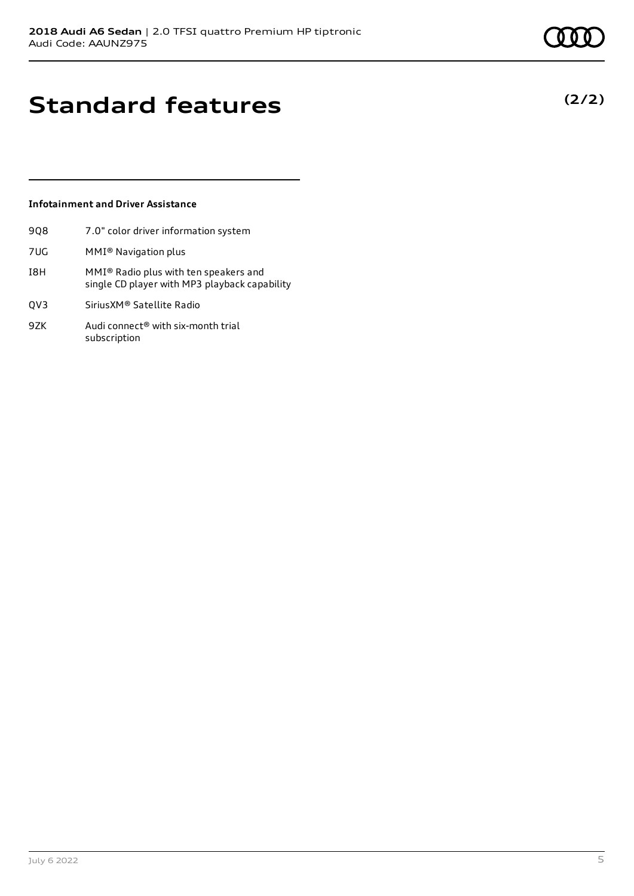# Standard features

**(2/2)**

### Infotainment and Driver Assistance

| | |
|---|---|
| 9Q8 | 7.0" color driver information system |
| 7UG | MMI® Navigation plus |
| I8H | MMI® Radio plus with ten speakers and single CD player with MP3 playback capability |
| QV3 | SiriusXM® Satellite Radio |
| 9ZK | Audi connect® with six-month trial subscription |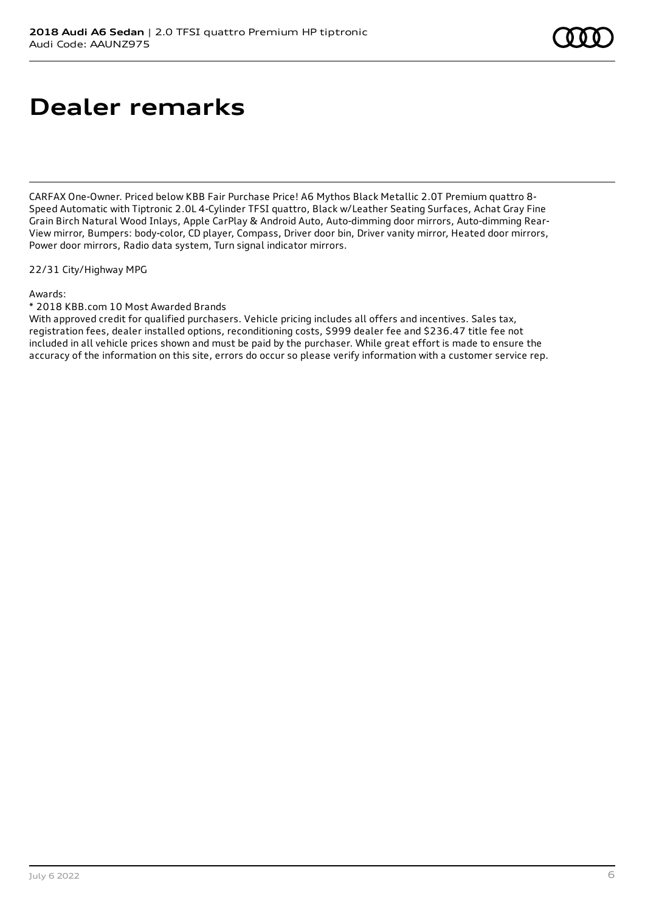# Dealer remarks

CARFAX One-Owner. Priced below KBB Fair Purchase Price! A6 Mythos Black Metallic 2.0T Premium quattro 8-Speed Automatic with Tiptronic 2.0L 4-Cylinder TFSI quattro, Black w/Leather Seating Surfaces, Achat Gray Fine Grain Birch Natural Wood Inlays, Apple CarPlay & Android Auto, Auto-dimming door mirrors, Auto-dimming Rear-View mirror, Bumpers: body-color, CD player, Compass, Driver door bin, Driver vanity mirror, Heated door mirrors, Power door mirrors, Radio data system, Turn signal indicator mirrors.

22/31 City/Highway MPG

Awards:
* 2018 KBB.com 10 Most Awarded Brands
With approved credit for qualified purchasers. Vehicle pricing includes all offers and incentives. Sales tax, registration fees, dealer installed options, reconditioning costs, $999 dealer fee and $236.47 title fee not included in all vehicle prices shown and must be paid by the purchaser. While great effort is made to ensure the accuracy of the information on this site, errors do occur so please verify information with a customer service rep.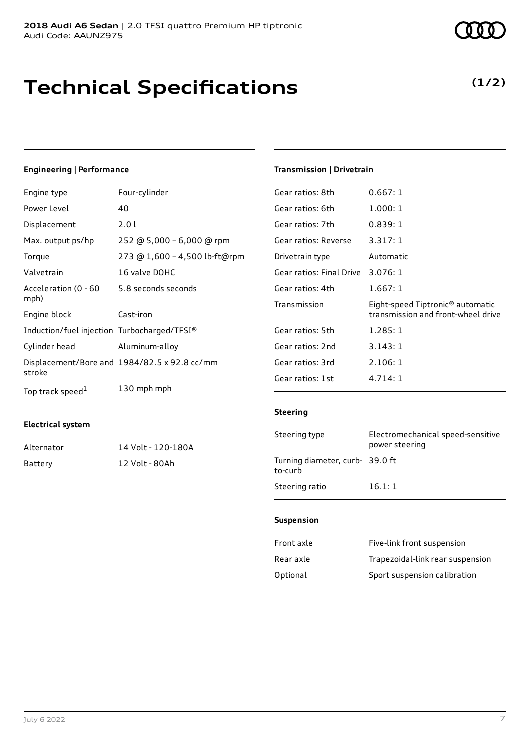**2018 Audi A6 Sedan** | 2.0 TFSI quattro Premium HP tiptronic
Audi Code: AAUNZ975

# Technical Specifications

**(1/2)**

### Engineering | Performance

| | |
|---|---|
| Engine type | Four-cylinder |
| Power Level | 40 |
| Displacement | 2.0 l |
| Max. output ps/hp | 252 @ 5,000 – 6,000 @ rpm |
| Torque | 273 @ 1,600 – 4,500 lb-ft@rpm |
| Valvetrain | 16 valve DOHC |
| Acceleration (0 - 60 mph) | 5.8 seconds seconds |
| Engine block | Cast-iron |
| Induction/fuel injection | Turbocharged/TFSI® |
| Cylinder head | Aluminum-alloy |
| Displacement/Bore and stroke | 1984/82.5 x 92.8 cc/mm |
| Top track speed[1] | 130 mph mph |

### Electrical system

| | |
|---|---|
| Alternator | 14 Volt - 120-180A |
| Battery | 12 Volt - 80Ah |

### Transmission | Drivetrain

| | |
|---|---|
| Gear ratios: 8th | 0.667: 1 |
| Gear ratios: 6th | 1.000: 1 |
| Gear ratios: 7th | 0.839: 1 |
| Gear ratios: Reverse | 3.317: 1 |
| Drivetrain type | Automatic |
| Gear ratios: Final Drive | 3.076: 1 |
| Gear ratios: 4th | 1.667: 1 |
| Transmission | Eight-speed Tiptronic® automatic transmission and front-wheel drive |
| Gear ratios: 5th | 1.285: 1 |
| Gear ratios: 2nd | 3.143: 1 |
| Gear ratios: 3rd | 2.106: 1 |
| Gear ratios: 1st | 4.714: 1 |

### Steering

| | |
|---|---|
| Steering type | Electromechanical speed-sensitive power steering |
| Turning diameter, curb-to-curb | 39.0 ft |
| Steering ratio | 16.1: 1 |

### Suspension

| | |
|---|---|
| Front axle | Five-link front suspension |
| Rear axle | Trapezoidal-link rear suspension |
| Optional | Sport suspension calibration |

July 6 2022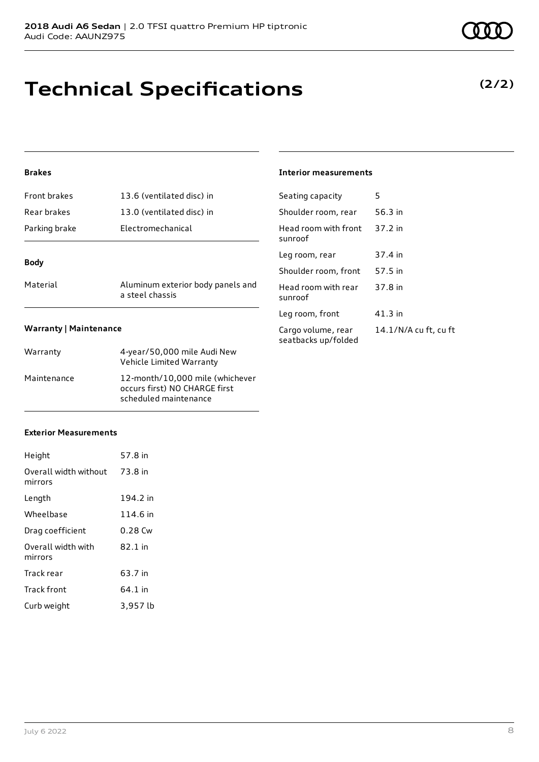# Technical Specifications

**(2/2)**

### Brakes

| | |
|---|---|
| Front brakes | 13.6 (ventilated disc) in |
| Rear brakes | 13.0 (ventilated disc) in |
| Parking brake | Electromechanical |

### Body

| | |
|---|---|
| Material | Aluminum exterior body panels and a steel chassis |

### Warranty | Maintenance

| | |
|---|---|
| Warranty | 4-year/50,000 mile Audi New Vehicle Limited Warranty |
| Maintenance | 12-month/10,000 mile (whichever occurs first) NO CHARGE first scheduled maintenance |

### Exterior Measurements

| | |
|---|---|
| Height | 57.8 in |
| Overall width without mirrors | 73.8 in |
| Length | 194.2 in |
| Wheelbase | 114.6 in |
| Drag coefficient | 0.28 Cw |
| Overall width with mirrors | 82.1 in |
| Track rear | 63.7 in |
| Track front | 64.1 in |
| Curb weight | 3,957 lb |

### Interior measurements

| | |
|---|---|
| Seating capacity | 5 |
| Shoulder room, rear | 56.3 in |
| Head room with front sunroof | 37.2 in |
| Leg room, rear | 37.4 in |
| Shoulder room, front | 57.5 in |
| Head room with rear sunroof | 37.8 in |
| Leg room, front | 41.3 in |
| Cargo volume, rear seatbacks up/folded | 14.1/N/A cu ft, cu ft |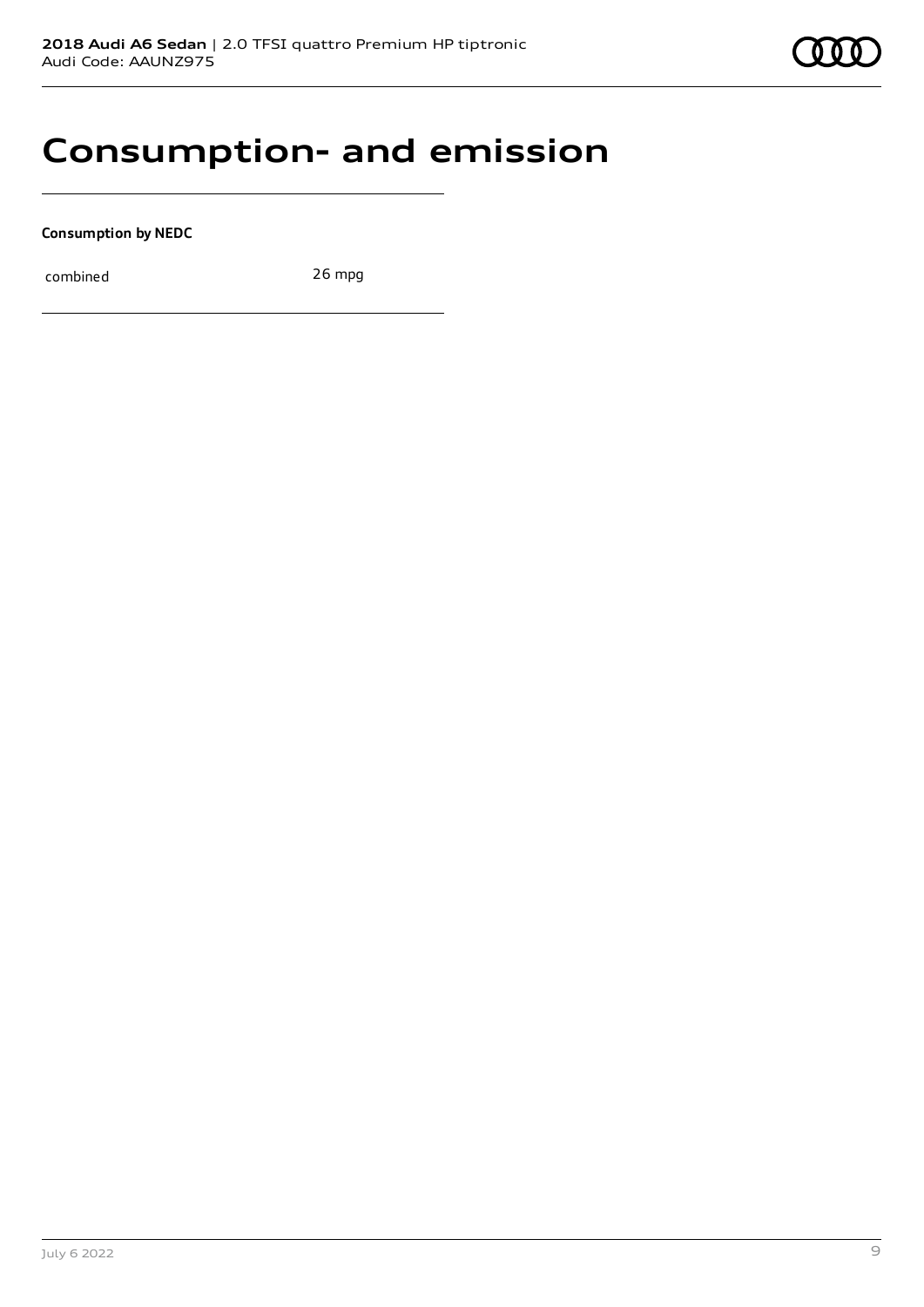# Consumption- and emission

**Consumption by NEDC**

| combined | 26 mpg |
| --- | --- |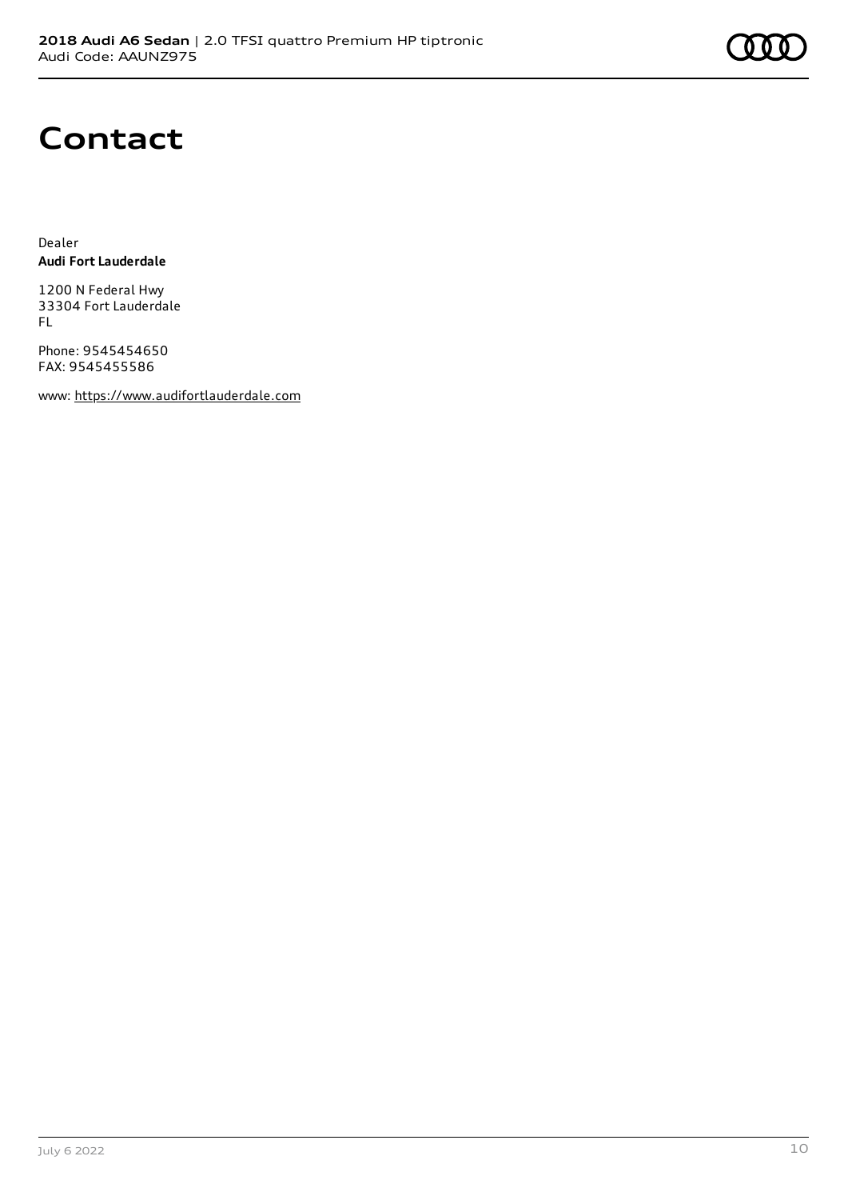# Contact

Dealer
**Audi Fort Lauderdale**

1200 N Federal Hwy
33304 Fort Lauderdale
FL

Phone: 9545454650
FAX: 9545455586

www: https://www.audifortlauderdale.com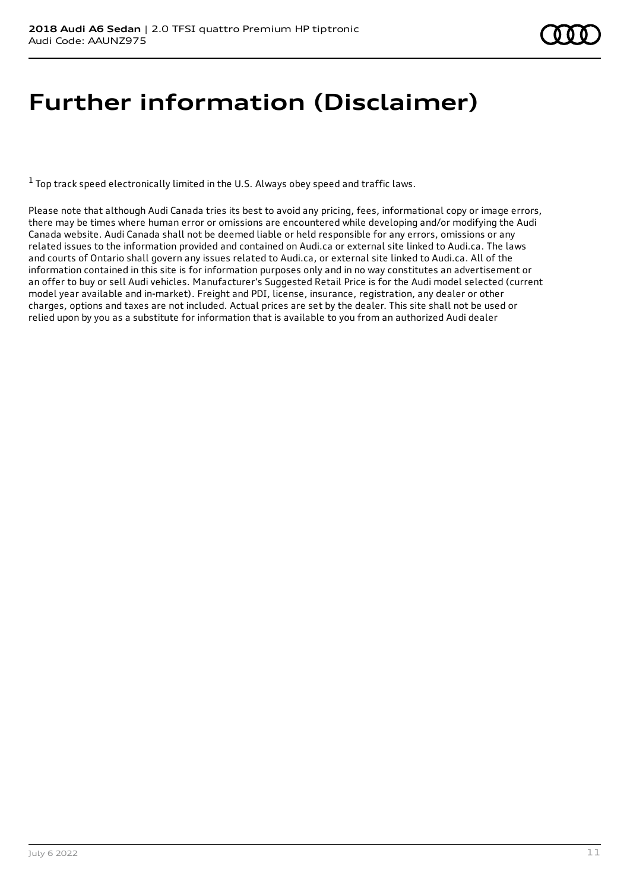# Further information (Disclaimer)

[1] Top track speed electronically limited in the U.S. Always obey speed and traffic laws.

Please note that although Audi Canada tries its best to avoid any pricing, fees, informational copy or image errors, there may be times where human error or omissions are encountered while developing and/or modifying the Audi Canada website. Audi Canada shall not be deemed liable or held responsible for any errors, omissions or any related issues to the information provided and contained on Audi.ca or external site linked to Audi.ca. The laws and courts of Ontario shall govern any issues related to Audi.ca, or external site linked to Audi.ca. All of the information contained in this site is for information purposes only and in no way constitutes an advertisement or an offer to buy or sell Audi vehicles. Manufacturer's Suggested Retail Price is for the Audi model selected (current model year available and in-market). Freight and PDI, license, insurance, registration, any dealer or other charges, options and taxes are not included. Actual prices are set by the dealer. This site shall not be used or relied upon by you as a substitute for information that is available to you from an authorized Audi dealer